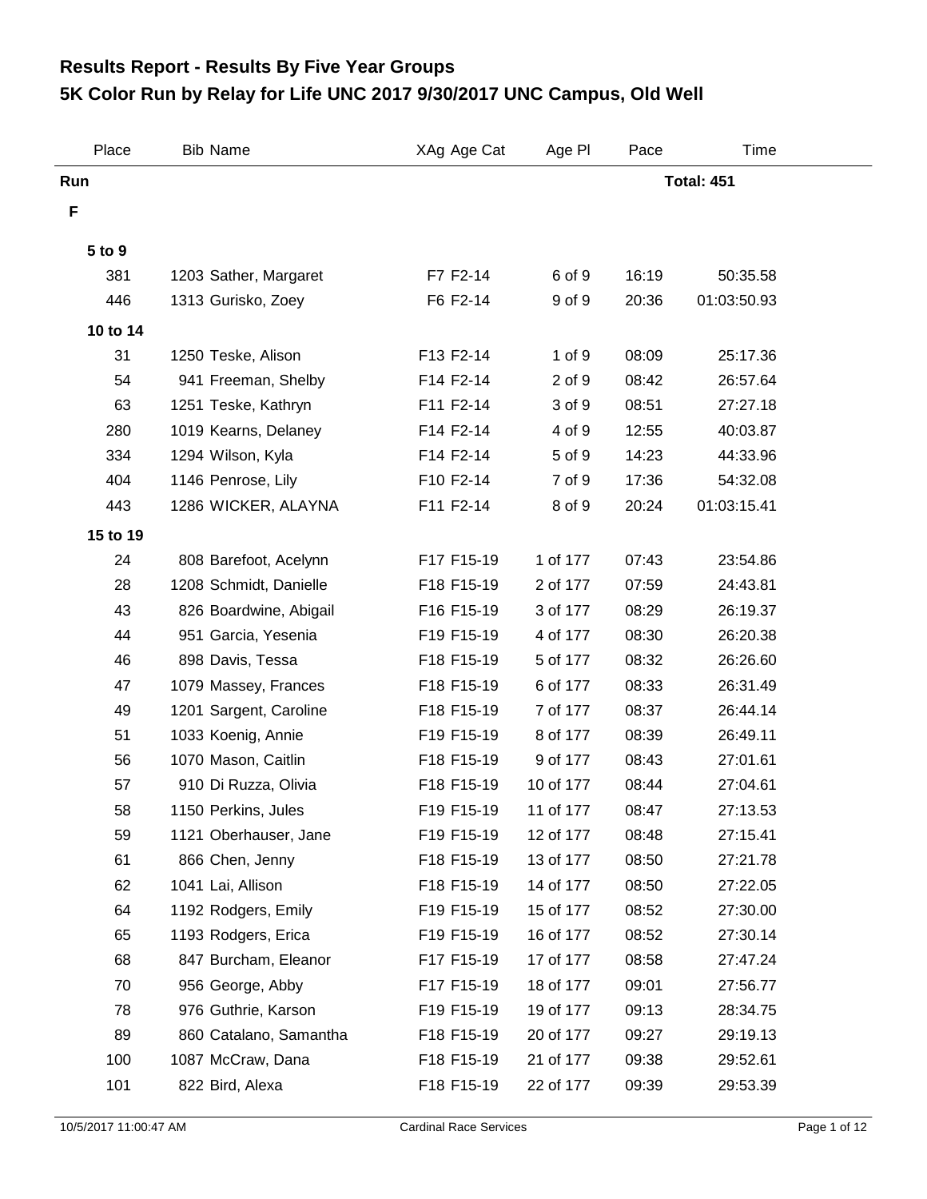## Results Report - Results By Five Year Groups
# 5K Color Run by Relay for Life UNC 2017 9/30/2017 UNC Campus, Old Well

| Place | Bib | Name | XAg | Age Cat | Age Pl | Pace | Time |
|---|---|---|---|---|---|---|---|
| **Run** | | | | | | | **Total: 451** |
| **F** | | | | | | | |
| **5 to 9** | | | | | | | |
| 381 | 1203 | Sather, Margaret | F7 | F2-14 | 6 of 9 | 16:19 | 50:35.58 |
| 446 | 1313 | Gurisko, Zoey | F6 | F2-14 | 9 of 9 | 20:36 | 01:03:50.93 |
| **10 to 14** | | | | | | | |
| 31 | 1250 | Teske, Alison | F13 | F2-14 | 1 of 9 | 08:09 | 25:17.36 |
| 54 | 941 | Freeman, Shelby | F14 | F2-14 | 2 of 9 | 08:42 | 26:57.64 |
| 63 | 1251 | Teske, Kathryn | F11 | F2-14 | 3 of 9 | 08:51 | 27:27.18 |
| 280 | 1019 | Kearns, Delaney | F14 | F2-14 | 4 of 9 | 12:55 | 40:03.87 |
| 334 | 1294 | Wilson, Kyla | F14 | F2-14 | 5 of 9 | 14:23 | 44:33.96 |
| 404 | 1146 | Penrose, Lily | F10 | F2-14 | 7 of 9 | 17:36 | 54:32.08 |
| 443 | 1286 | WICKER, ALAYNA | F11 | F2-14 | 8 of 9 | 20:24 | 01:03:15.41 |
| **15 to 19** | | | | | | | |
| 24 | 808 | Barefoot, Acelynn | F17 | F15-19 | 1 of 177 | 07:43 | 23:54.86 |
| 28 | 1208 | Schmidt, Danielle | F18 | F15-19 | 2 of 177 | 07:59 | 24:43.81 |
| 43 | 826 | Boardwine, Abigail | F16 | F15-19 | 3 of 177 | 08:29 | 26:19.37 |
| 44 | 951 | Garcia, Yesenia | F19 | F15-19 | 4 of 177 | 08:30 | 26:20.38 |
| 46 | 898 | Davis, Tessa | F18 | F15-19 | 5 of 177 | 08:32 | 26:26.60 |
| 47 | 1079 | Massey, Frances | F18 | F15-19 | 6 of 177 | 08:33 | 26:31.49 |
| 49 | 1201 | Sargent, Caroline | F18 | F15-19 | 7 of 177 | 08:37 | 26:44.14 |
| 51 | 1033 | Koenig, Annie | F19 | F15-19 | 8 of 177 | 08:39 | 26:49.11 |
| 56 | 1070 | Mason, Caitlin | F18 | F15-19 | 9 of 177 | 08:43 | 27:01.61 |
| 57 | 910 | Di Ruzza, Olivia | F18 | F15-19 | 10 of 177 | 08:44 | 27:04.61 |
| 58 | 1150 | Perkins, Jules | F19 | F15-19 | 11 of 177 | 08:47 | 27:13.53 |
| 59 | 1121 | Oberhauser, Jane | F19 | F15-19 | 12 of 177 | 08:48 | 27:15.41 |
| 61 | 866 | Chen, Jenny | F18 | F15-19 | 13 of 177 | 08:50 | 27:21.78 |
| 62 | 1041 | Lai, Allison | F18 | F15-19 | 14 of 177 | 08:50 | 27:22.05 |
| 64 | 1192 | Rodgers, Emily | F19 | F15-19 | 15 of 177 | 08:52 | 27:30.00 |
| 65 | 1193 | Rodgers, Erica | F19 | F15-19 | 16 of 177 | 08:52 | 27:30.14 |
| 68 | 847 | Burcham, Eleanor | F17 | F15-19 | 17 of 177 | 08:58 | 27:47.24 |
| 70 | 956 | George, Abby | F17 | F15-19 | 18 of 177 | 09:01 | 27:56.77 |
| 78 | 976 | Guthrie, Karson | F19 | F15-19 | 19 of 177 | 09:13 | 28:34.75 |
| 89 | 860 | Catalano, Samantha | F18 | F15-19 | 20 of 177 | 09:27 | 29:19.13 |
| 100 | 1087 | McCraw, Dana | F18 | F15-19 | 21 of 177 | 09:38 | 29:52.61 |
| 101 | 822 | Bird, Alexa | F18 | F15-19 | 22 of 177 | 09:39 | 29:53.39 |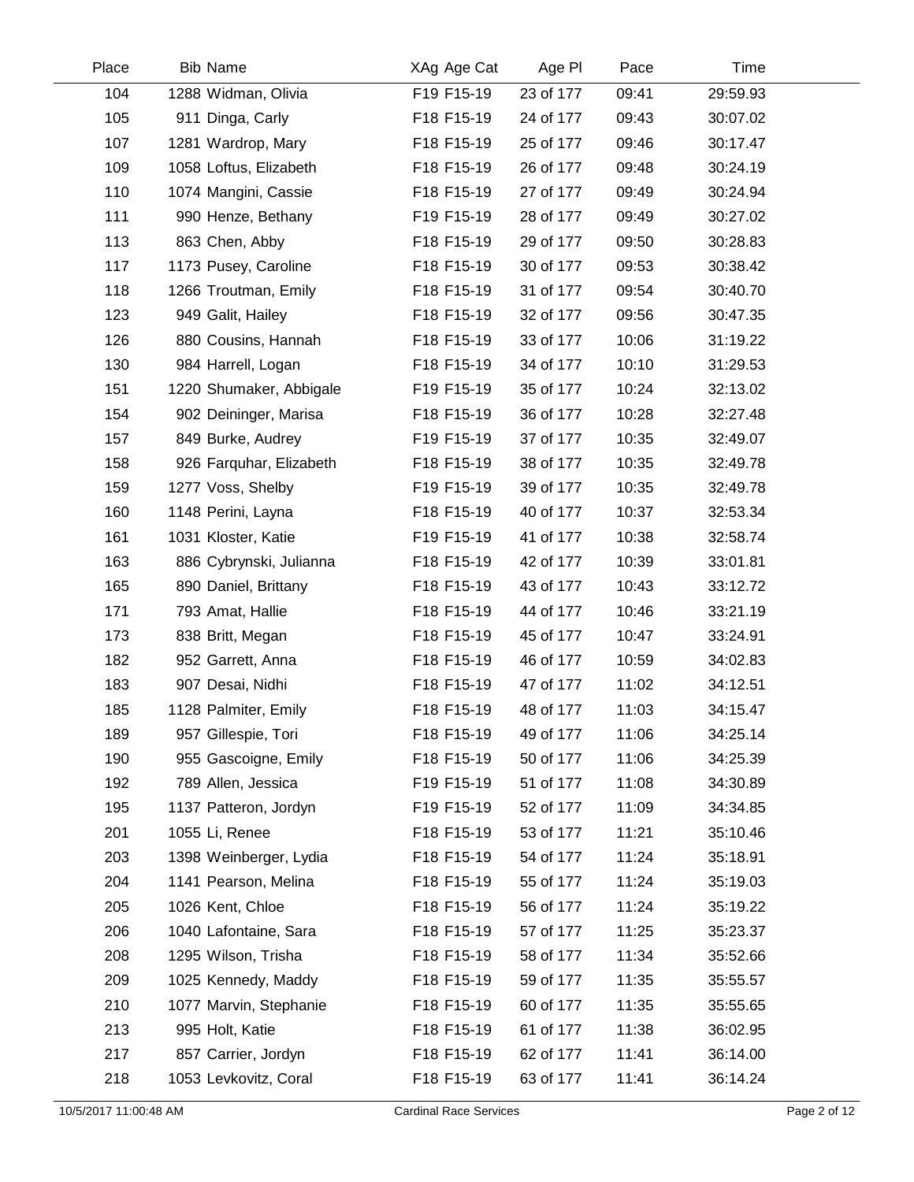| Place | Bib | Name | XAg | Age Cat | Age Pl | Pace | Time |
|---|---|---|---|---|---|---|---|
| 104 | 1288 | Widman, Olivia | F19 | F15-19 | 23 of 177 | 09:41 | 29:59.93 |
| 105 | 911 | Dinga, Carly | F18 | F15-19 | 24 of 177 | 09:43 | 30:07.02 |
| 107 | 1281 | Wardrop, Mary | F18 | F15-19 | 25 of 177 | 09:46 | 30:17.47 |
| 109 | 1058 | Loftus, Elizabeth | F18 | F15-19 | 26 of 177 | 09:48 | 30:24.19 |
| 110 | 1074 | Mangini, Cassie | F18 | F15-19 | 27 of 177 | 09:49 | 30:24.94 |
| 111 | 990 | Henze, Bethany | F19 | F15-19 | 28 of 177 | 09:49 | 30:27.02 |
| 113 | 863 | Chen, Abby | F18 | F15-19 | 29 of 177 | 09:50 | 30:28.83 |
| 117 | 1173 | Pusey, Caroline | F18 | F15-19 | 30 of 177 | 09:53 | 30:38.42 |
| 118 | 1266 | Troutman, Emily | F18 | F15-19 | 31 of 177 | 09:54 | 30:40.70 |
| 123 | 949 | Galit, Hailey | F18 | F15-19 | 32 of 177 | 09:56 | 30:47.35 |
| 126 | 880 | Cousins, Hannah | F18 | F15-19 | 33 of 177 | 10:06 | 31:19.22 |
| 130 | 984 | Harrell, Logan | F18 | F15-19 | 34 of 177 | 10:10 | 31:29.53 |
| 151 | 1220 | Shumaker, Abbigale | F19 | F15-19 | 35 of 177 | 10:24 | 32:13.02 |
| 154 | 902 | Deininger, Marisa | F18 | F15-19 | 36 of 177 | 10:28 | 32:27.48 |
| 157 | 849 | Burke, Audrey | F19 | F15-19 | 37 of 177 | 10:35 | 32:49.07 |
| 158 | 926 | Farquhar, Elizabeth | F18 | F15-19 | 38 of 177 | 10:35 | 32:49.78 |
| 159 | 1277 | Voss, Shelby | F19 | F15-19 | 39 of 177 | 10:35 | 32:49.78 |
| 160 | 1148 | Perini, Layna | F18 | F15-19 | 40 of 177 | 10:37 | 32:53.34 |
| 161 | 1031 | Kloster, Katie | F19 | F15-19 | 41 of 177 | 10:38 | 32:58.74 |
| 163 | 886 | Cybrynski, Julianna | F18 | F15-19 | 42 of 177 | 10:39 | 33:01.81 |
| 165 | 890 | Daniel, Brittany | F18 | F15-19 | 43 of 177 | 10:43 | 33:12.72 |
| 171 | 793 | Amat, Hallie | F18 | F15-19 | 44 of 177 | 10:46 | 33:21.19 |
| 173 | 838 | Britt, Megan | F18 | F15-19 | 45 of 177 | 10:47 | 33:24.91 |
| 182 | 952 | Garrett, Anna | F18 | F15-19 | 46 of 177 | 10:59 | 34:02.83 |
| 183 | 907 | Desai, Nidhi | F18 | F15-19 | 47 of 177 | 11:02 | 34:12.51 |
| 185 | 1128 | Palmiter, Emily | F18 | F15-19 | 48 of 177 | 11:03 | 34:15.47 |
| 189 | 957 | Gillespie, Tori | F18 | F15-19 | 49 of 177 | 11:06 | 34:25.14 |
| 190 | 955 | Gascoigne, Emily | F18 | F15-19 | 50 of 177 | 11:06 | 34:25.39 |
| 192 | 789 | Allen, Jessica | F19 | F15-19 | 51 of 177 | 11:08 | 34:30.89 |
| 195 | 1137 | Patteron, Jordyn | F19 | F15-19 | 52 of 177 | 11:09 | 34:34.85 |
| 201 | 1055 | Li, Renee | F18 | F15-19 | 53 of 177 | 11:21 | 35:10.46 |
| 203 | 1398 | Weinberger, Lydia | F18 | F15-19 | 54 of 177 | 11:24 | 35:18.91 |
| 204 | 1141 | Pearson, Melina | F18 | F15-19 | 55 of 177 | 11:24 | 35:19.03 |
| 205 | 1026 | Kent, Chloe | F18 | F15-19 | 56 of 177 | 11:24 | 35:19.22 |
| 206 | 1040 | Lafontaine, Sara | F18 | F15-19 | 57 of 177 | 11:25 | 35:23.37 |
| 208 | 1295 | Wilson, Trisha | F18 | F15-19 | 58 of 177 | 11:34 | 35:52.66 |
| 209 | 1025 | Kennedy, Maddy | F18 | F15-19 | 59 of 177 | 11:35 | 35:55.57 |
| 210 | 1077 | Marvin, Stephanie | F18 | F15-19 | 60 of 177 | 11:35 | 35:55.65 |
| 213 | 995 | Holt, Katie | F18 | F15-19 | 61 of 177 | 11:38 | 36:02.95 |
| 217 | 857 | Carrier, Jordyn | F18 | F15-19 | 62 of 177 | 11:41 | 36:14.00 |
| 218 | 1053 | Levkovitz, Coral | F18 | F15-19 | 63 of 177 | 11:41 | 36:14.24 |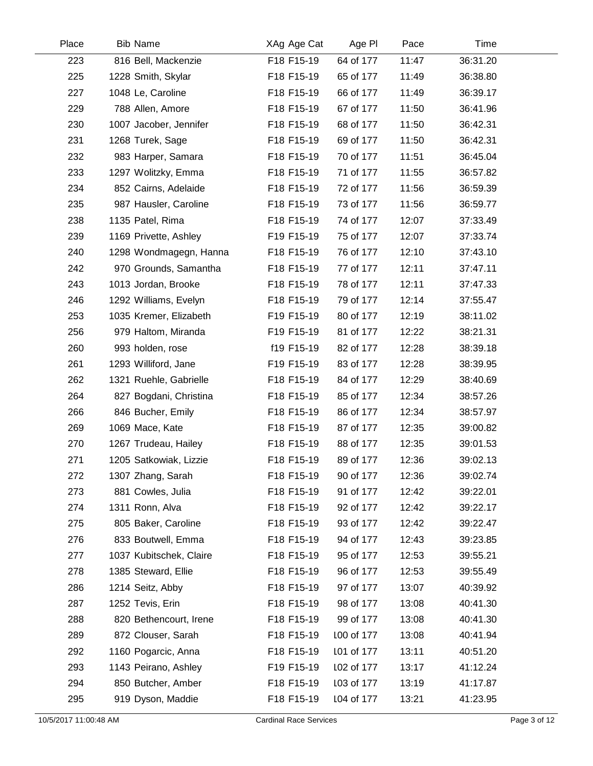| Place | Bib | Name | XAg | Age Cat | Age Pl | Pace | Time |
|---|---|---|---|---|---|---|---|
| 223 | 816 | Bell, Mackenzie | F18 | F15-19 | 64 of 177 | 11:47 | 36:31.20 |
| 225 | 1228 | Smith, Skylar | F18 | F15-19 | 65 of 177 | 11:49 | 36:38.80 |
| 227 | 1048 | Le, Caroline | F18 | F15-19 | 66 of 177 | 11:49 | 36:39.17 |
| 229 | 788 | Allen, Amore | F18 | F15-19 | 67 of 177 | 11:50 | 36:41.96 |
| 230 | 1007 | Jacober, Jennifer | F18 | F15-19 | 68 of 177 | 11:50 | 36:42.31 |
| 231 | 1268 | Turek, Sage | F18 | F15-19 | 69 of 177 | 11:50 | 36:42.31 |
| 232 | 983 | Harper, Samara | F18 | F15-19 | 70 of 177 | 11:51 | 36:45.04 |
| 233 | 1297 | Wolitzky, Emma | F18 | F15-19 | 71 of 177 | 11:55 | 36:57.82 |
| 234 | 852 | Cairns, Adelaide | F18 | F15-19 | 72 of 177 | 11:56 | 36:59.39 |
| 235 | 987 | Hausler, Caroline | F18 | F15-19 | 73 of 177 | 11:56 | 36:59.77 |
| 238 | 1135 | Patel, Rima | F18 | F15-19 | 74 of 177 | 12:07 | 37:33.49 |
| 239 | 1169 | Privette, Ashley | F19 | F15-19 | 75 of 177 | 12:07 | 37:33.74 |
| 240 | 1298 | Wondmagegn, Hanna | F18 | F15-19 | 76 of 177 | 12:10 | 37:43.10 |
| 242 | 970 | Grounds, Samantha | F18 | F15-19 | 77 of 177 | 12:11 | 37:47.11 |
| 243 | 1013 | Jordan, Brooke | F18 | F15-19 | 78 of 177 | 12:11 | 37:47.33 |
| 246 | 1292 | Williams, Evelyn | F18 | F15-19 | 79 of 177 | 12:14 | 37:55.47 |
| 253 | 1035 | Kremer, Elizabeth | F19 | F15-19 | 80 of 177 | 12:19 | 38:11.02 |
| 256 | 979 | Haltom, Miranda | F19 | F15-19 | 81 of 177 | 12:22 | 38:21.31 |
| 260 | 993 | holden, rose | f19 | F15-19 | 82 of 177 | 12:28 | 38:39.18 |
| 261 | 1293 | Williford, Jane | F19 | F15-19 | 83 of 177 | 12:28 | 38:39.95 |
| 262 | 1321 | Ruehle, Gabrielle | F18 | F15-19 | 84 of 177 | 12:29 | 38:40.69 |
| 264 | 827 | Bogdani, Christina | F18 | F15-19 | 85 of 177 | 12:34 | 38:57.26 |
| 266 | 846 | Bucher, Emily | F18 | F15-19 | 86 of 177 | 12:34 | 38:57.97 |
| 269 | 1069 | Mace, Kate | F18 | F15-19 | 87 of 177 | 12:35 | 39:00.82 |
| 270 | 1267 | Trudeau, Hailey | F18 | F15-19 | 88 of 177 | 12:35 | 39:01.53 |
| 271 | 1205 | Satkowiak, Lizzie | F18 | F15-19 | 89 of 177 | 12:36 | 39:02.13 |
| 272 | 1307 | Zhang, Sarah | F18 | F15-19 | 90 of 177 | 12:36 | 39:02.74 |
| 273 | 881 | Cowles, Julia | F18 | F15-19 | 91 of 177 | 12:42 | 39:22.01 |
| 274 | 1311 | Ronn, Alva | F18 | F15-19 | 92 of 177 | 12:42 | 39:22.17 |
| 275 | 805 | Baker, Caroline | F18 | F15-19 | 93 of 177 | 12:42 | 39:22.47 |
| 276 | 833 | Boutwell, Emma | F18 | F15-19 | 94 of 177 | 12:43 | 39:23.85 |
| 277 | 1037 | Kubitschek, Claire | F18 | F15-19 | 95 of 177 | 12:53 | 39:55.21 |
| 278 | 1385 | Steward, Ellie | F18 | F15-19 | 96 of 177 | 12:53 | 39:55.49 |
| 286 | 1214 | Seitz, Abby | F18 | F15-19 | 97 of 177 | 13:07 | 40:39.92 |
| 287 | 1252 | Tevis, Erin | F18 | F15-19 | 98 of 177 | 13:08 | 40:41.30 |
| 288 | 820 | Bethencourt, Irene | F18 | F15-19 | 99 of 177 | 13:08 | 40:41.30 |
| 289 | 872 | Clouser, Sarah | F18 | F15-19 | 100 of 177 | 13:08 | 40:41.94 |
| 292 | 1160 | Pogarcic, Anna | F18 | F15-19 | 101 of 177 | 13:11 | 40:51.20 |
| 293 | 1143 | Peirano, Ashley | F19 | F15-19 | 102 of 177 | 13:17 | 41:12.24 |
| 294 | 850 | Butcher, Amber | F18 | F15-19 | 103 of 177 | 13:19 | 41:17.87 |
| 295 | 919 | Dyson, Maddie | F18 | F15-19 | 104 of 177 | 13:21 | 41:23.95 |

10/5/2017 11:00:48 AM Cardinal Race Services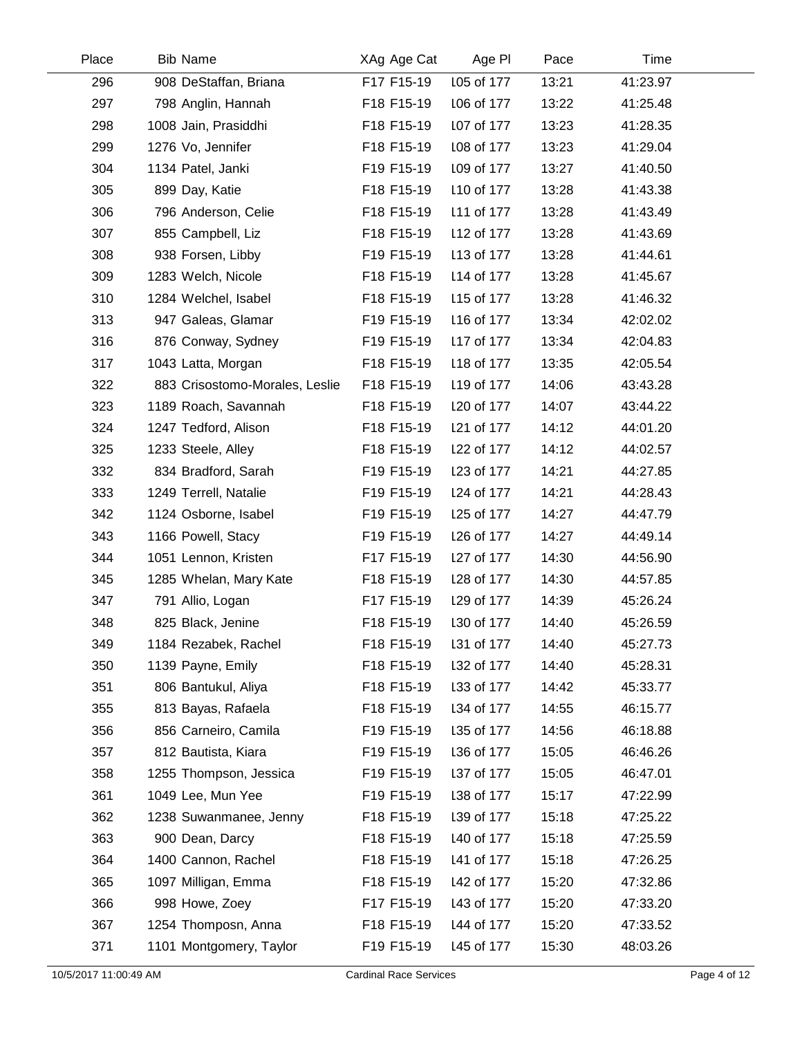| Place | Bib | Name | XAg | Age Cat | Age Pl | Pace | Time |
|---|---|---|---|---|---|---|---|
| 296 | 908 | DeStaffan, Briana | F17 | F15-19 | 105 of 177 | 13:21 | 41:23.97 |
| 297 | 798 | Anglin, Hannah | F18 | F15-19 | 106 of 177 | 13:22 | 41:25.48 |
| 298 | 1008 | Jain, Prasiddhi | F18 | F15-19 | 107 of 177 | 13:23 | 41:28.35 |
| 299 | 1276 | Vo, Jennifer | F18 | F15-19 | 108 of 177 | 13:23 | 41:29.04 |
| 304 | 1134 | Patel, Janki | F19 | F15-19 | 109 of 177 | 13:27 | 41:40.50 |
| 305 | 899 | Day, Katie | F18 | F15-19 | 110 of 177 | 13:28 | 41:43.38 |
| 306 | 796 | Anderson, Celie | F18 | F15-19 | 111 of 177 | 13:28 | 41:43.49 |
| 307 | 855 | Campbell, Liz | F18 | F15-19 | 112 of 177 | 13:28 | 41:43.69 |
| 308 | 938 | Forsen, Libby | F19 | F15-19 | 113 of 177 | 13:28 | 41:44.61 |
| 309 | 1283 | Welch, Nicole | F18 | F15-19 | 114 of 177 | 13:28 | 41:45.67 |
| 310 | 1284 | Welchel, Isabel | F18 | F15-19 | 115 of 177 | 13:28 | 41:46.32 |
| 313 | 947 | Galeas, Glamar | F19 | F15-19 | 116 of 177 | 13:34 | 42:02.02 |
| 316 | 876 | Conway, Sydney | F19 | F15-19 | 117 of 177 | 13:34 | 42:04.83 |
| 317 | 1043 | Latta, Morgan | F18 | F15-19 | 118 of 177 | 13:35 | 42:05.54 |
| 322 | 883 | Crisostomo-Morales, Leslie | F18 | F15-19 | 119 of 177 | 14:06 | 43:43.28 |
| 323 | 1189 | Roach, Savannah | F18 | F15-19 | 120 of 177 | 14:07 | 43:44.22 |
| 324 | 1247 | Tedford, Alison | F18 | F15-19 | 121 of 177 | 14:12 | 44:01.20 |
| 325 | 1233 | Steele, Alley | F18 | F15-19 | 122 of 177 | 14:12 | 44:02.57 |
| 332 | 834 | Bradford, Sarah | F19 | F15-19 | 123 of 177 | 14:21 | 44:27.85 |
| 333 | 1249 | Terrell, Natalie | F19 | F15-19 | 124 of 177 | 14:21 | 44:28.43 |
| 342 | 1124 | Osborne, Isabel | F19 | F15-19 | 125 of 177 | 14:27 | 44:47.79 |
| 343 | 1166 | Powell, Stacy | F19 | F15-19 | 126 of 177 | 14:27 | 44:49.14 |
| 344 | 1051 | Lennon, Kristen | F17 | F15-19 | 127 of 177 | 14:30 | 44:56.90 |
| 345 | 1285 | Whelan, Mary Kate | F18 | F15-19 | 128 of 177 | 14:30 | 44:57.85 |
| 347 | 791 | Allio, Logan | F17 | F15-19 | 129 of 177 | 14:39 | 45:26.24 |
| 348 | 825 | Black, Jenine | F18 | F15-19 | 130 of 177 | 14:40 | 45:26.59 |
| 349 | 1184 | Rezabek, Rachel | F18 | F15-19 | 131 of 177 | 14:40 | 45:27.73 |
| 350 | 1139 | Payne, Emily | F18 | F15-19 | 132 of 177 | 14:40 | 45:28.31 |
| 351 | 806 | Bantukul, Aliya | F18 | F15-19 | 133 of 177 | 14:42 | 45:33.77 |
| 355 | 813 | Bayas, Rafaela | F18 | F15-19 | 134 of 177 | 14:55 | 46:15.77 |
| 356 | 856 | Carneiro, Camila | F19 | F15-19 | 135 of 177 | 14:56 | 46:18.88 |
| 357 | 812 | Bautista, Kiara | F19 | F15-19 | 136 of 177 | 15:05 | 46:46.26 |
| 358 | 1255 | Thompson, Jessica | F19 | F15-19 | 137 of 177 | 15:05 | 46:47.01 |
| 361 | 1049 | Lee, Mun Yee | F19 | F15-19 | 138 of 177 | 15:17 | 47:22.99 |
| 362 | 1238 | Suwanmanee, Jenny | F18 | F15-19 | 139 of 177 | 15:18 | 47:25.22 |
| 363 | 900 | Dean, Darcy | F18 | F15-19 | 140 of 177 | 15:18 | 47:25.59 |
| 364 | 1400 | Cannon, Rachel | F18 | F15-19 | 141 of 177 | 15:18 | 47:26.25 |
| 365 | 1097 | Milligan, Emma | F18 | F15-19 | 142 of 177 | 15:20 | 47:32.86 |
| 366 | 998 | Howe, Zoey | F17 | F15-19 | 143 of 177 | 15:20 | 47:33.20 |
| 367 | 1254 | Thomposn, Anna | F18 | F15-19 | 144 of 177 | 15:20 | 47:33.52 |
| 371 | 1101 | Montgomery, Taylor | F19 | F15-19 | 145 of 177 | 15:30 | 48:03.26 |

10/5/2017 11:00:49 AM — Cardinal Race Services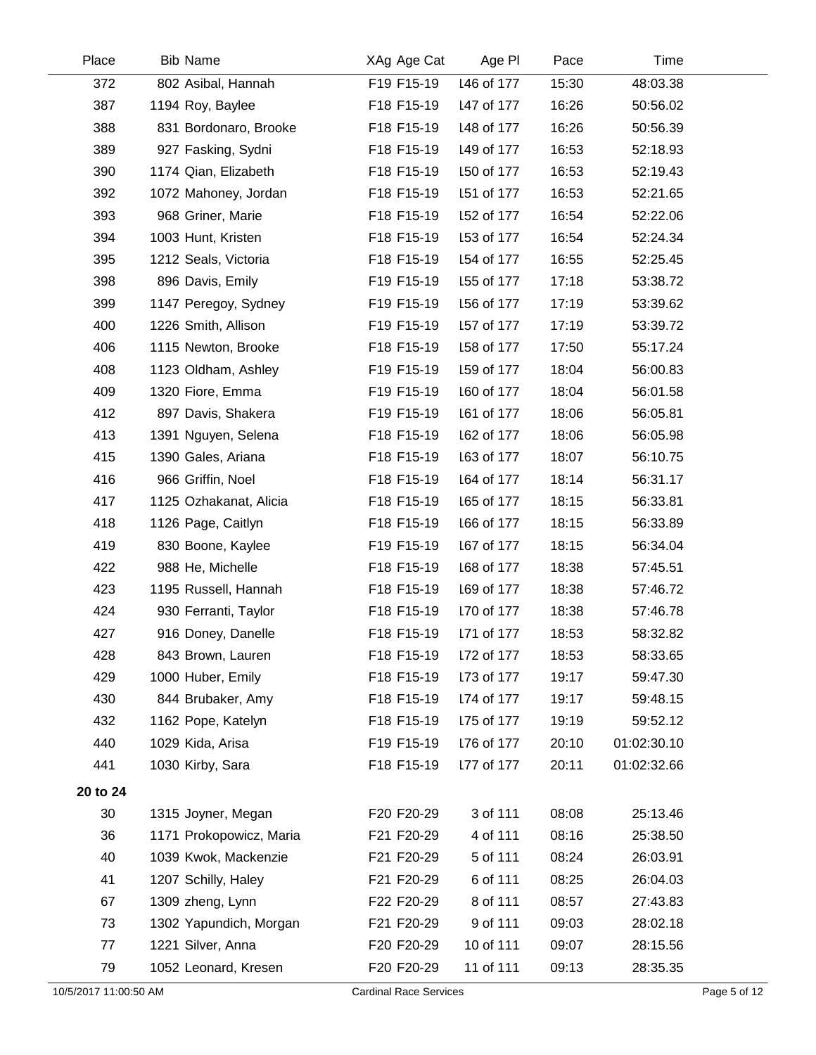| Place | Bib | Name | XAg | Age Cat | Age Pl | Pace | Time |
|---|---|---|---|---|---|---|---|
| 372 | 802 | Asibal, Hannah | F19 | F15-19 | 146 of 177 | 15:30 | 48:03.38 |
| 387 | 1194 | Roy, Baylee | F18 | F15-19 | 147 of 177 | 16:26 | 50:56.02 |
| 388 | 831 | Bordonaro, Brooke | F18 | F15-19 | 148 of 177 | 16:26 | 50:56.39 |
| 389 | 927 | Fasking, Sydni | F18 | F15-19 | 149 of 177 | 16:53 | 52:18.93 |
| 390 | 1174 | Qian, Elizabeth | F18 | F15-19 | 150 of 177 | 16:53 | 52:19.43 |
| 392 | 1072 | Mahoney, Jordan | F18 | F15-19 | 151 of 177 | 16:53 | 52:21.65 |
| 393 | 968 | Griner, Marie | F18 | F15-19 | 152 of 177 | 16:54 | 52:22.06 |
| 394 | 1003 | Hunt, Kristen | F18 | F15-19 | 153 of 177 | 16:54 | 52:24.34 |
| 395 | 1212 | Seals, Victoria | F18 | F15-19 | 154 of 177 | 16:55 | 52:25.45 |
| 398 | 896 | Davis, Emily | F19 | F15-19 | 155 of 177 | 17:18 | 53:38.72 |
| 399 | 1147 | Peregoy, Sydney | F19 | F15-19 | 156 of 177 | 17:19 | 53:39.62 |
| 400 | 1226 | Smith, Allison | F19 | F15-19 | 157 of 177 | 17:19 | 53:39.72 |
| 406 | 1115 | Newton, Brooke | F18 | F15-19 | 158 of 177 | 17:50 | 55:17.24 |
| 408 | 1123 | Oldham, Ashley | F19 | F15-19 | 159 of 177 | 18:04 | 56:00.83 |
| 409 | 1320 | Fiore, Emma | F19 | F15-19 | 160 of 177 | 18:04 | 56:01.58 |
| 412 | 897 | Davis, Shakera | F19 | F15-19 | 161 of 177 | 18:06 | 56:05.81 |
| 413 | 1391 | Nguyen, Selena | F18 | F15-19 | 162 of 177 | 18:06 | 56:05.98 |
| 415 | 1390 | Gales, Ariana | F18 | F15-19 | 163 of 177 | 18:07 | 56:10.75 |
| 416 | 966 | Griffin, Noel | F18 | F15-19 | 164 of 177 | 18:14 | 56:31.17 |
| 417 | 1125 | Ozhakanat, Alicia | F18 | F15-19 | 165 of 177 | 18:15 | 56:33.81 |
| 418 | 1126 | Page, Caitlyn | F18 | F15-19 | 166 of 177 | 18:15 | 56:33.89 |
| 419 | 830 | Boone, Kaylee | F19 | F15-19 | 167 of 177 | 18:15 | 56:34.04 |
| 422 | 988 | He, Michelle | F18 | F15-19 | 168 of 177 | 18:38 | 57:45.51 |
| 423 | 1195 | Russell, Hannah | F18 | F15-19 | 169 of 177 | 18:38 | 57:46.72 |
| 424 | 930 | Ferranti, Taylor | F18 | F15-19 | 170 of 177 | 18:38 | 57:46.78 |
| 427 | 916 | Doney, Danelle | F18 | F15-19 | 171 of 177 | 18:53 | 58:32.82 |
| 428 | 843 | Brown, Lauren | F18 | F15-19 | 172 of 177 | 18:53 | 58:33.65 |
| 429 | 1000 | Huber, Emily | F18 | F15-19 | 173 of 177 | 19:17 | 59:47.30 |
| 430 | 844 | Brubaker, Amy | F18 | F15-19 | 174 of 177 | 19:17 | 59:48.15 |
| 432 | 1162 | Pope, Katelyn | F18 | F15-19 | 175 of 177 | 19:19 | 59:52.12 |
| 440 | 1029 | Kida, Arisa | F19 | F15-19 | 176 of 177 | 20:10 | 01:02:30.10 |
| 441 | 1030 | Kirby, Sara | F18 | F15-19 | 177 of 177 | 20:11 | 01:02:32.66 |
| **20 to 24** | | | | | | | |
| 30 | 1315 | Joyner, Megan | F20 | F20-29 | 3 of 111 | 08:08 | 25:13.46 |
| 36 | 1171 | Prokopowicz, Maria | F21 | F20-29 | 4 of 111 | 08:16 | 25:38.50 |
| 40 | 1039 | Kwok, Mackenzie | F21 | F20-29 | 5 of 111 | 08:24 | 26:03.91 |
| 41 | 1207 | Schilly, Haley | F21 | F20-29 | 6 of 111 | 08:25 | 26:04.03 |
| 67 | 1309 | zheng, Lynn | F22 | F20-29 | 8 of 111 | 08:57 | 27:43.83 |
| 73 | 1302 | Yapundich, Morgan | F21 | F20-29 | 9 of 111 | 09:03 | 28:02.18 |
| 77 | 1221 | Silver, Anna | F20 | F20-29 | 10 of 111 | 09:07 | 28:15.56 |
| 79 | 1052 | Leonard, Kresen | F20 | F20-29 | 11 of 111 | 09:13 | 28:35.35 |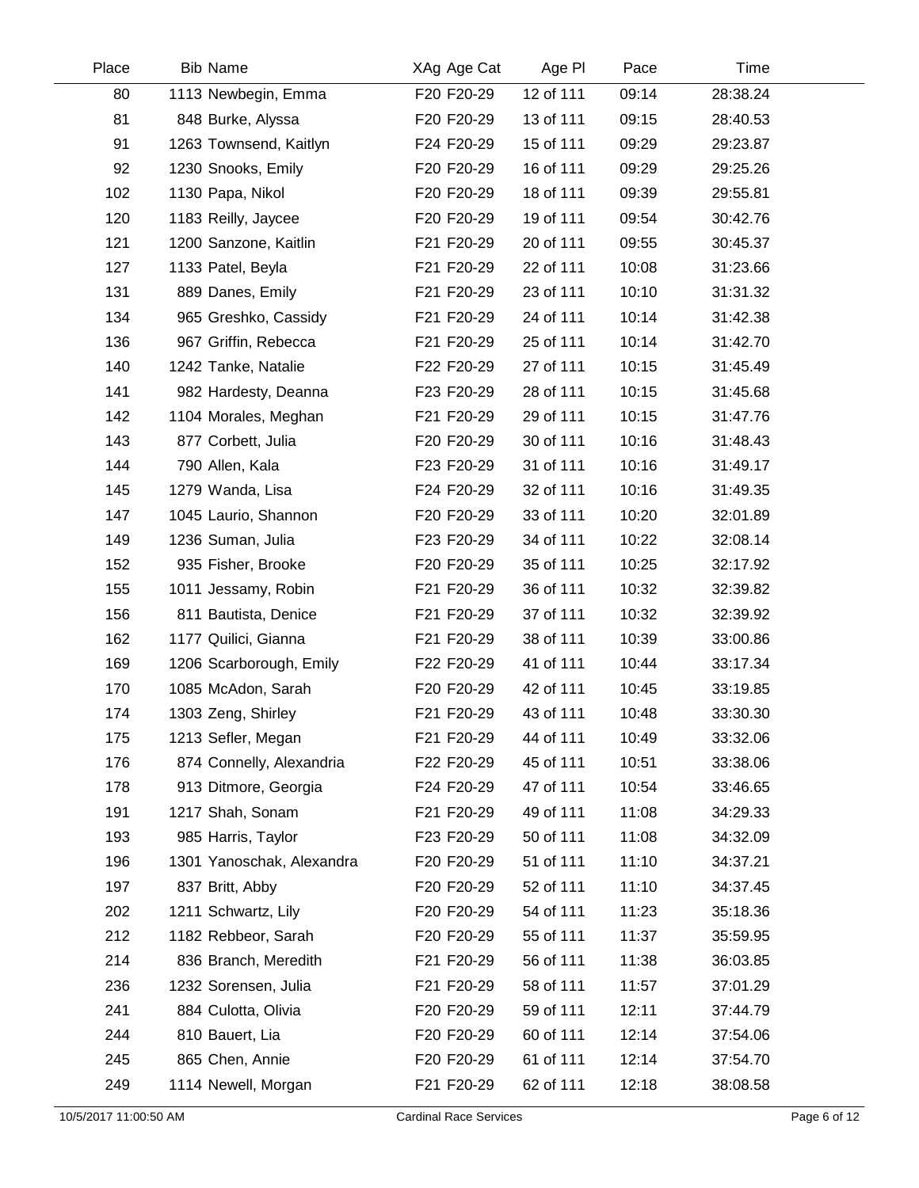| Place | Bib | Name | XAg | Age Cat | Age Pl | Pace | Time |
|---|---|---|---|---|---|---|---|
| 80 | 1113 | Newbegin, Emma | F20 | F20-29 | 12 of 111 | 09:14 | 28:38.24 |
| 81 | 848 | Burke, Alyssa | F20 | F20-29 | 13 of 111 | 09:15 | 28:40.53 |
| 91 | 1263 | Townsend, Kaitlyn | F24 | F20-29 | 15 of 111 | 09:29 | 29:23.87 |
| 92 | 1230 | Snooks, Emily | F20 | F20-29 | 16 of 111 | 09:29 | 29:25.26 |
| 102 | 1130 | Papa, Nikol | F20 | F20-29 | 18 of 111 | 09:39 | 29:55.81 |
| 120 | 1183 | Reilly, Jaycee | F20 | F20-29 | 19 of 111 | 09:54 | 30:42.76 |
| 121 | 1200 | Sanzone, Kaitlin | F21 | F20-29 | 20 of 111 | 09:55 | 30:45.37 |
| 127 | 1133 | Patel, Beyla | F21 | F20-29 | 22 of 111 | 10:08 | 31:23.66 |
| 131 | 889 | Danes, Emily | F21 | F20-29 | 23 of 111 | 10:10 | 31:31.32 |
| 134 | 965 | Greshko, Cassidy | F21 | F20-29 | 24 of 111 | 10:14 | 31:42.38 |
| 136 | 967 | Griffin, Rebecca | F21 | F20-29 | 25 of 111 | 10:14 | 31:42.70 |
| 140 | 1242 | Tanke, Natalie | F22 | F20-29 | 27 of 111 | 10:15 | 31:45.49 |
| 141 | 982 | Hardesty, Deanna | F23 | F20-29 | 28 of 111 | 10:15 | 31:45.68 |
| 142 | 1104 | Morales, Meghan | F21 | F20-29 | 29 of 111 | 10:15 | 31:47.76 |
| 143 | 877 | Corbett, Julia | F20 | F20-29 | 30 of 111 | 10:16 | 31:48.43 |
| 144 | 790 | Allen, Kala | F23 | F20-29 | 31 of 111 | 10:16 | 31:49.17 |
| 145 | 1279 | Wanda, Lisa | F24 | F20-29 | 32 of 111 | 10:16 | 31:49.35 |
| 147 | 1045 | Laurio, Shannon | F20 | F20-29 | 33 of 111 | 10:20 | 32:01.89 |
| 149 | 1236 | Suman, Julia | F23 | F20-29 | 34 of 111 | 10:22 | 32:08.14 |
| 152 | 935 | Fisher, Brooke | F20 | F20-29 | 35 of 111 | 10:25 | 32:17.92 |
| 155 | 1011 | Jessamy, Robin | F21 | F20-29 | 36 of 111 | 10:32 | 32:39.82 |
| 156 | 811 | Bautista, Denice | F21 | F20-29 | 37 of 111 | 10:32 | 32:39.92 |
| 162 | 1177 | Quilici, Gianna | F21 | F20-29 | 38 of 111 | 10:39 | 33:00.86 |
| 169 | 1206 | Scarborough, Emily | F22 | F20-29 | 41 of 111 | 10:44 | 33:17.34 |
| 170 | 1085 | McAdon, Sarah | F20 | F20-29 | 42 of 111 | 10:45 | 33:19.85 |
| 174 | 1303 | Zeng, Shirley | F21 | F20-29 | 43 of 111 | 10:48 | 33:30.30 |
| 175 | 1213 | Sefler, Megan | F21 | F20-29 | 44 of 111 | 10:49 | 33:32.06 |
| 176 | 874 | Connelly, Alexandria | F22 | F20-29 | 45 of 111 | 10:51 | 33:38.06 |
| 178 | 913 | Ditmore, Georgia | F24 | F20-29 | 47 of 111 | 10:54 | 33:46.65 |
| 191 | 1217 | Shah, Sonam | F21 | F20-29 | 49 of 111 | 11:08 | 34:29.33 |
| 193 | 985 | Harris, Taylor | F23 | F20-29 | 50 of 111 | 11:08 | 34:32.09 |
| 196 | 1301 | Yanoschak, Alexandra | F20 | F20-29 | 51 of 111 | 11:10 | 34:37.21 |
| 197 | 837 | Britt, Abby | F20 | F20-29 | 52 of 111 | 11:10 | 34:37.45 |
| 202 | 1211 | Schwartz, Lily | F20 | F20-29 | 54 of 111 | 11:23 | 35:18.36 |
| 212 | 1182 | Rebbeor, Sarah | F20 | F20-29 | 55 of 111 | 11:37 | 35:59.95 |
| 214 | 836 | Branch, Meredith | F21 | F20-29 | 56 of 111 | 11:38 | 36:03.85 |
| 236 | 1232 | Sorensen, Julia | F21 | F20-29 | 58 of 111 | 11:57 | 37:01.29 |
| 241 | 884 | Culotta, Olivia | F20 | F20-29 | 59 of 111 | 12:11 | 37:44.79 |
| 244 | 810 | Bauert, Lia | F20 | F20-29 | 60 of 111 | 12:14 | 37:54.06 |
| 245 | 865 | Chen, Annie | F20 | F20-29 | 61 of 111 | 12:14 | 37:54.70 |
| 249 | 1114 | Newell, Morgan | F21 | F20-29 | 62 of 111 | 12:18 | 38:08.58 |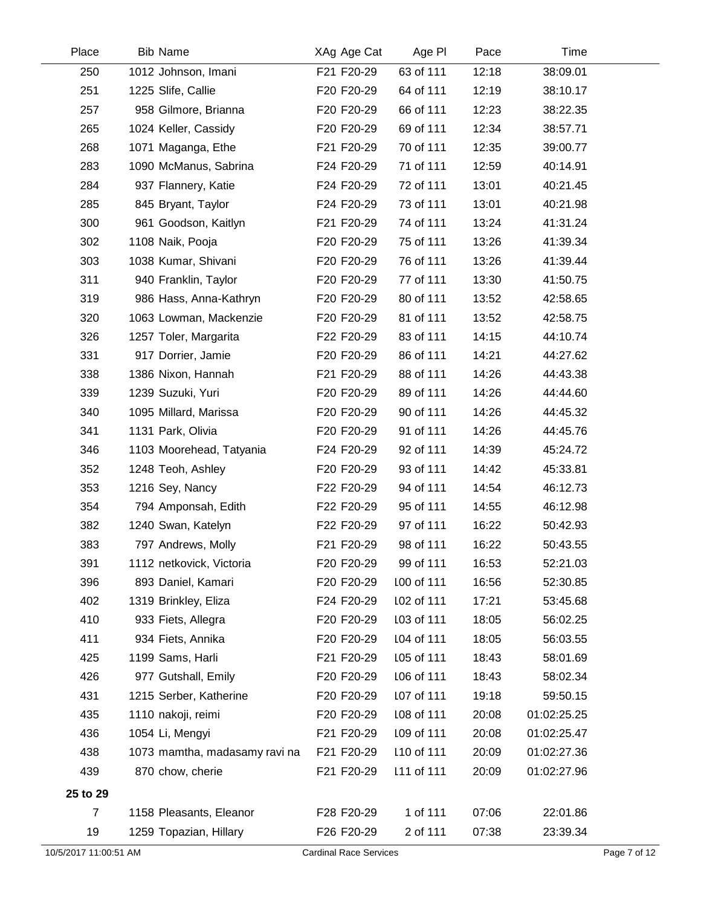| Place | Bib | Name | XAg | Age Cat | Age Pl | Pace | Time |
|---|---|---|---|---|---|---|---|
| 250 | 1012 | Johnson, Imani | F21 | F20-29 | 63 of 111 | 12:18 | 38:09.01 |
| 251 | 1225 | Slife, Callie | F20 | F20-29 | 64 of 111 | 12:19 | 38:10.17 |
| 257 | 958 | Gilmore, Brianna | F20 | F20-29 | 66 of 111 | 12:23 | 38:22.35 |
| 265 | 1024 | Keller, Cassidy | F20 | F20-29 | 69 of 111 | 12:34 | 38:57.71 |
| 268 | 1071 | Maganga, Ethe | F21 | F20-29 | 70 of 111 | 12:35 | 39:00.77 |
| 283 | 1090 | McManus, Sabrina | F24 | F20-29 | 71 of 111 | 12:59 | 40:14.91 |
| 284 | 937 | Flannery, Katie | F24 | F20-29 | 72 of 111 | 13:01 | 40:21.45 |
| 285 | 845 | Bryant, Taylor | F24 | F20-29 | 73 of 111 | 13:01 | 40:21.98 |
| 300 | 961 | Goodson, Kaitlyn | F21 | F20-29 | 74 of 111 | 13:24 | 41:31.24 |
| 302 | 1108 | Naik, Pooja | F20 | F20-29 | 75 of 111 | 13:26 | 41:39.34 |
| 303 | 1038 | Kumar, Shivani | F20 | F20-29 | 76 of 111 | 13:26 | 41:39.44 |
| 311 | 940 | Franklin, Taylor | F20 | F20-29 | 77 of 111 | 13:30 | 41:50.75 |
| 319 | 986 | Hass, Anna-Kathryn | F20 | F20-29 | 80 of 111 | 13:52 | 42:58.65 |
| 320 | 1063 | Lowman, Mackenzie | F20 | F20-29 | 81 of 111 | 13:52 | 42:58.75 |
| 326 | 1257 | Toler, Margarita | F22 | F20-29 | 83 of 111 | 14:15 | 44:10.74 |
| 331 | 917 | Dorrier, Jamie | F20 | F20-29 | 86 of 111 | 14:21 | 44:27.62 |
| 338 | 1386 | Nixon, Hannah | F21 | F20-29 | 88 of 111 | 14:26 | 44:43.38 |
| 339 | 1239 | Suzuki, Yuri | F20 | F20-29 | 89 of 111 | 14:26 | 44:44.60 |
| 340 | 1095 | Millard, Marissa | F20 | F20-29 | 90 of 111 | 14:26 | 44:45.32 |
| 341 | 1131 | Park, Olivia | F20 | F20-29 | 91 of 111 | 14:26 | 44:45.76 |
| 346 | 1103 | Moorehead, Tatyania | F24 | F20-29 | 92 of 111 | 14:39 | 45:24.72 |
| 352 | 1248 | Teoh, Ashley | F20 | F20-29 | 93 of 111 | 14:42 | 45:33.81 |
| 353 | 1216 | Sey, Nancy | F22 | F20-29 | 94 of 111 | 14:54 | 46:12.73 |
| 354 | 794 | Amponsah, Edith | F22 | F20-29 | 95 of 111 | 14:55 | 46:12.98 |
| 382 | 1240 | Swan, Katelyn | F22 | F20-29 | 97 of 111 | 16:22 | 50:42.93 |
| 383 | 797 | Andrews, Molly | F21 | F20-29 | 98 of 111 | 16:22 | 50:43.55 |
| 391 | 1112 | netkovick, Victoria | F20 | F20-29 | 99 of 111 | 16:53 | 52:21.03 |
| 396 | 893 | Daniel, Kamari | F20 | F20-29 | 100 of 111 | 16:56 | 52:30.85 |
| 402 | 1319 | Brinkley, Eliza | F24 | F20-29 | 102 of 111 | 17:21 | 53:45.68 |
| 410 | 933 | Fiets, Allegra | F20 | F20-29 | 103 of 111 | 18:05 | 56:02.25 |
| 411 | 934 | Fiets, Annika | F20 | F20-29 | 104 of 111 | 18:05 | 56:03.55 |
| 425 | 1199 | Sams, Harli | F21 | F20-29 | 105 of 111 | 18:43 | 58:01.69 |
| 426 | 977 | Gutshall, Emily | F20 | F20-29 | 106 of 111 | 18:43 | 58:02.34 |
| 431 | 1215 | Serber, Katherine | F20 | F20-29 | 107 of 111 | 19:18 | 59:50.15 |
| 435 | 1110 | nakoji, reimi | F20 | F20-29 | 108 of 111 | 20:08 | 01:02:25.25 |
| 436 | 1054 | Li, Mengyi | F21 | F20-29 | 109 of 111 | 20:08 | 01:02:25.47 |
| 438 | 1073 | mamtha, madasamy ravi na | F21 | F20-29 | 110 of 111 | 20:09 | 01:02:27.36 |
| 439 | 870 | chow, cherie | F21 | F20-29 | 111 of 111 | 20:09 | 01:02:27.96 |
| **25 to 29** | | | | | | | |
| 7 | 1158 | Pleasants, Eleanor | F28 | F20-29 | 1 of 111 | 07:06 | 22:01.86 |
| 19 | 1259 | Topazian, Hillary | F26 | F20-29 | 2 of 111 | 07:38 | 23:39.34 |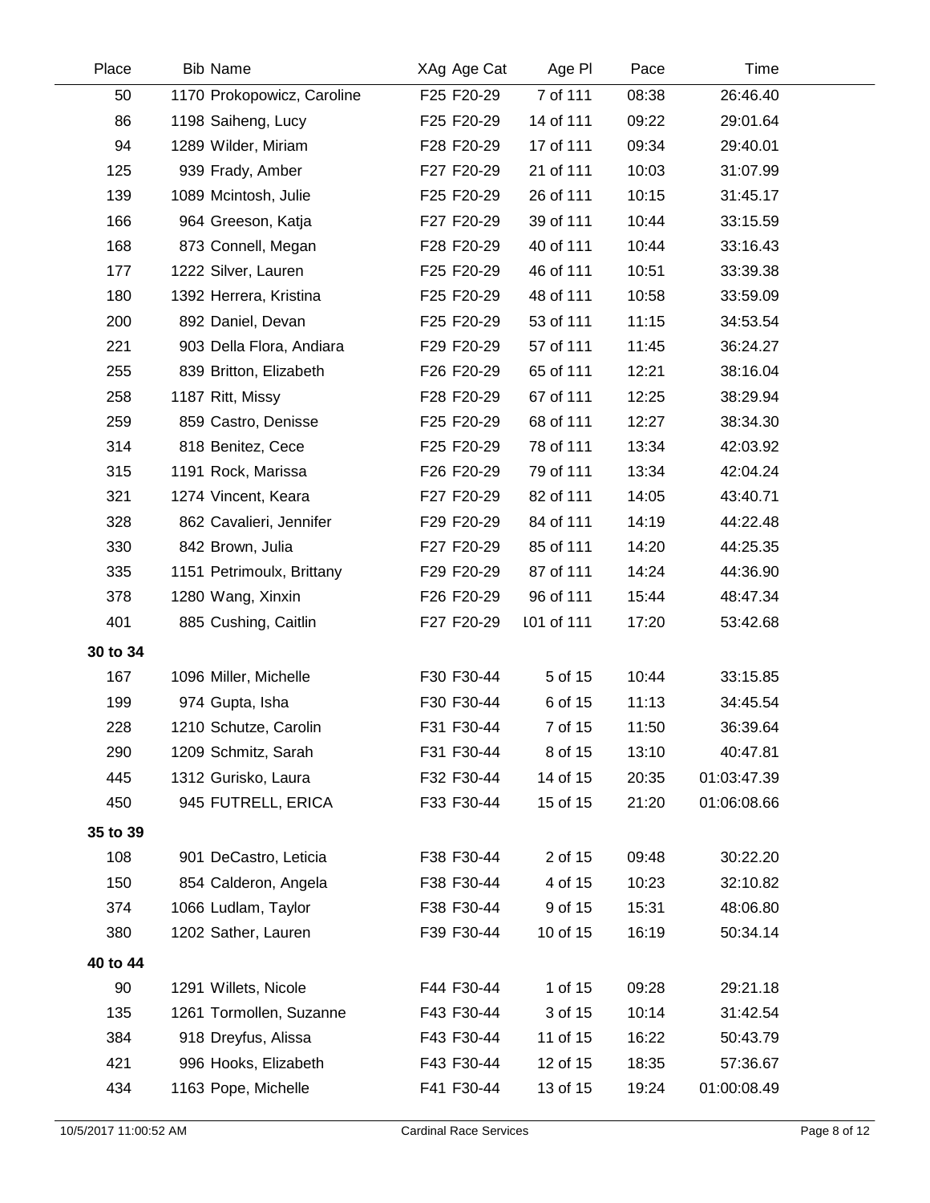| Place | Bib | Name | XAg | Age Cat | Age Pl | Pace | Time |
|---|---|---|---|---|---|---|---|
| 50 | 1170 | Prokopowicz, Caroline | F25 | F20-29 | 7 of 111 | 08:38 | 26:46.40 |
| 86 | 1198 | Saiheng, Lucy | F25 | F20-29 | 14 of 111 | 09:22 | 29:01.64 |
| 94 | 1289 | Wilder, Miriam | F28 | F20-29 | 17 of 111 | 09:34 | 29:40.01 |
| 125 | 939 | Frady, Amber | F27 | F20-29 | 21 of 111 | 10:03 | 31:07.99 |
| 139 | 1089 | Mcintosh, Julie | F25 | F20-29 | 26 of 111 | 10:15 | 31:45.17 |
| 166 | 964 | Greeson, Katja | F27 | F20-29 | 39 of 111 | 10:44 | 33:15.59 |
| 168 | 873 | Connell, Megan | F28 | F20-29 | 40 of 111 | 10:44 | 33:16.43 |
| 177 | 1222 | Silver, Lauren | F25 | F20-29 | 46 of 111 | 10:51 | 33:39.38 |
| 180 | 1392 | Herrera, Kristina | F25 | F20-29 | 48 of 111 | 10:58 | 33:59.09 |
| 200 | 892 | Daniel, Devan | F25 | F20-29 | 53 of 111 | 11:15 | 34:53.54 |
| 221 | 903 | Della Flora, Andiara | F29 | F20-29 | 57 of 111 | 11:45 | 36:24.27 |
| 255 | 839 | Britton, Elizabeth | F26 | F20-29 | 65 of 111 | 12:21 | 38:16.04 |
| 258 | 1187 | Ritt, Missy | F28 | F20-29 | 67 of 111 | 12:25 | 38:29.94 |
| 259 | 859 | Castro, Denisse | F25 | F20-29 | 68 of 111 | 12:27 | 38:34.30 |
| 314 | 818 | Benitez, Cece | F25 | F20-29 | 78 of 111 | 13:34 | 42:03.92 |
| 315 | 1191 | Rock, Marissa | F26 | F20-29 | 79 of 111 | 13:34 | 42:04.24 |
| 321 | 1274 | Vincent, Keara | F27 | F20-29 | 82 of 111 | 14:05 | 43:40.71 |
| 328 | 862 | Cavalieri, Jennifer | F29 | F20-29 | 84 of 111 | 14:19 | 44:22.48 |
| 330 | 842 | Brown, Julia | F27 | F20-29 | 85 of 111 | 14:20 | 44:25.35 |
| 335 | 1151 | Petrimoulx, Brittany | F29 | F20-29 | 87 of 111 | 14:24 | 44:36.90 |
| 378 | 1280 | Wang, Xinxin | F26 | F20-29 | 96 of 111 | 15:44 | 48:47.34 |
| 401 | 885 | Cushing, Caitlin | F27 | F20-29 | 101 of 111 | 17:20 | 53:42.68 |
| **30 to 34** | | | | | | | |
| 167 | 1096 | Miller, Michelle | F30 | F30-44 | 5 of 15 | 10:44 | 33:15.85 |
| 199 | 974 | Gupta, Isha | F30 | F30-44 | 6 of 15 | 11:13 | 34:45.54 |
| 228 | 1210 | Schutze, Carolin | F31 | F30-44 | 7 of 15 | 11:50 | 36:39.64 |
| 290 | 1209 | Schmitz, Sarah | F31 | F30-44 | 8 of 15 | 13:10 | 40:47.81 |
| 445 | 1312 | Gurisko, Laura | F32 | F30-44 | 14 of 15 | 20:35 | 01:03:47.39 |
| 450 | 945 | FUTRELL, ERICA | F33 | F30-44 | 15 of 15 | 21:20 | 01:06:08.66 |
| **35 to 39** | | | | | | | |
| 108 | 901 | DeCastro, Leticia | F38 | F30-44 | 2 of 15 | 09:48 | 30:22.20 |
| 150 | 854 | Calderon, Angela | F38 | F30-44 | 4 of 15 | 10:23 | 32:10.82 |
| 374 | 1066 | Ludlam, Taylor | F38 | F30-44 | 9 of 15 | 15:31 | 48:06.80 |
| 380 | 1202 | Sather, Lauren | F39 | F30-44 | 10 of 15 | 16:19 | 50:34.14 |
| **40 to 44** | | | | | | | |
| 90 | 1291 | Willets, Nicole | F44 | F30-44 | 1 of 15 | 09:28 | 29:21.18 |
| 135 | 1261 | Tormollen, Suzanne | F43 | F30-44 | 3 of 15 | 10:14 | 31:42.54 |
| 384 | 918 | Dreyfus, Alissa | F43 | F30-44 | 11 of 15 | 16:22 | 50:43.79 |
| 421 | 996 | Hooks, Elizabeth | F43 | F30-44 | 12 of 15 | 18:35 | 57:36.67 |
| 434 | 1163 | Pope, Michelle | F41 | F30-44 | 13 of 15 | 19:24 | 01:00:08.49 |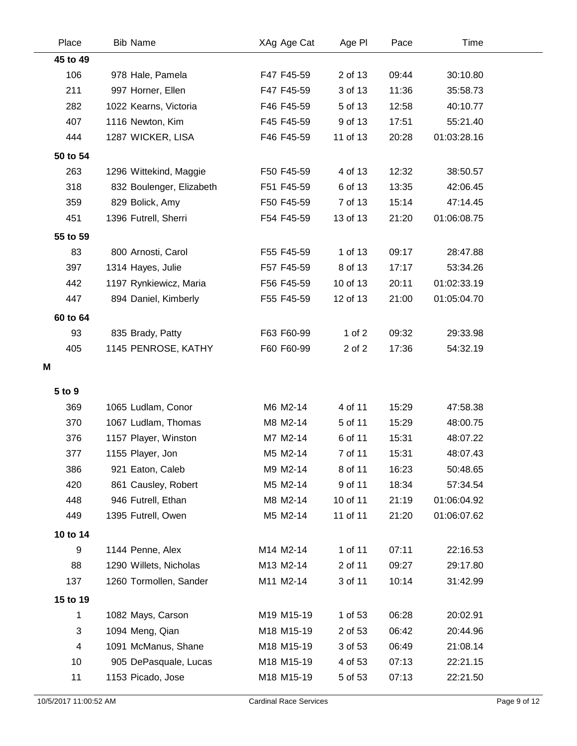| Place | Bib | Name | XAg | Age Cat | Age Pl | Pace | Time |
|---|---|---|---|---|---|---|---|
| **45 to 49** | | | | | | | |
| 106 | 978 | Hale, Pamela | F47 | F45-59 | 2 of 13 | 09:44 | 30:10.80 |
| 211 | 997 | Horner, Ellen | F47 | F45-59 | 3 of 13 | 11:36 | 35:58.73 |
| 282 | 1022 | Kearns, Victoria | F46 | F45-59 | 5 of 13 | 12:58 | 40:10.77 |
| 407 | 1116 | Newton, Kim | F45 | F45-59 | 9 of 13 | 17:51 | 55:21.40 |
| 444 | 1287 | WICKER, LISA | F46 | F45-59 | 11 of 13 | 20:28 | 01:03:28.16 |
| **50 to 54** | | | | | | | |
| 263 | 1296 | Wittekind, Maggie | F50 | F45-59 | 4 of 13 | 12:32 | 38:50.57 |
| 318 | 832 | Boulenger, Elizabeth | F51 | F45-59 | 6 of 13 | 13:35 | 42:06.45 |
| 359 | 829 | Bolick, Amy | F50 | F45-59 | 7 of 13 | 15:14 | 47:14.45 |
| 451 | 1396 | Futrell, Sherri | F54 | F45-59 | 13 of 13 | 21:20 | 01:06:08.75 |
| **55 to 59** | | | | | | | |
| 83 | 800 | Arnosti, Carol | F55 | F45-59 | 1 of 13 | 09:17 | 28:47.88 |
| 397 | 1314 | Hayes, Julie | F57 | F45-59 | 8 of 13 | 17:17 | 53:34.26 |
| 442 | 1197 | Rynkiewicz, Maria | F56 | F45-59 | 10 of 13 | 20:11 | 01:02:33.19 |
| 447 | 894 | Daniel, Kimberly | F55 | F45-59 | 12 of 13 | 21:00 | 01:05:04.70 |
| **60 to 64** | | | | | | | |
| 93 | 835 | Brady, Patty | F63 | F60-99 | 1 of 2 | 09:32 | 29:33.98 |
| 405 | 1145 | PENROSE, KATHY | F60 | F60-99 | 2 of 2 | 17:36 | 54:32.19 |
| **M** | | | | | | | |
| **5 to 9** | | | | | | | |
| 369 | 1065 | Ludlam, Conor | M6 | M2-14 | 4 of 11 | 15:29 | 47:58.38 |
| 370 | 1067 | Ludlam, Thomas | M8 | M2-14 | 5 of 11 | 15:29 | 48:00.75 |
| 376 | 1157 | Player, Winston | M7 | M2-14 | 6 of 11 | 15:31 | 48:07.22 |
| 377 | 1155 | Player, Jon | M5 | M2-14 | 7 of 11 | 15:31 | 48:07.43 |
| 386 | 921 | Eaton, Caleb | M9 | M2-14 | 8 of 11 | 16:23 | 50:48.65 |
| 420 | 861 | Causley, Robert | M5 | M2-14 | 9 of 11 | 18:34 | 57:34.54 |
| 448 | 946 | Futrell, Ethan | M8 | M2-14 | 10 of 11 | 21:19 | 01:06:04.92 |
| 449 | 1395 | Futrell, Owen | M5 | M2-14 | 11 of 11 | 21:20 | 01:06:07.62 |
| **10 to 14** | | | | | | | |
| 9 | 1144 | Penne, Alex | M14 | M2-14 | 1 of 11 | 07:11 | 22:16.53 |
| 88 | 1290 | Willets, Nicholas | M13 | M2-14 | 2 of 11 | 09:27 | 29:17.80 |
| 137 | 1260 | Tormollen, Sander | M11 | M2-14 | 3 of 11 | 10:14 | 31:42.99 |
| **15 to 19** | | | | | | | |
| 1 | 1082 | Mays, Carson | M19 | M15-19 | 1 of 53 | 06:28 | 20:02.91 |
| 3 | 1094 | Meng, Qian | M18 | M15-19 | 2 of 53 | 06:42 | 20:44.96 |
| 4 | 1091 | McManus, Shane | M18 | M15-19 | 3 of 53 | 06:49 | 21:08.14 |
| 10 | 905 | DePasquale, Lucas | M18 | M15-19 | 4 of 53 | 07:13 | 22:21.15 |
| 11 | 1153 | Picado, Jose | M18 | M15-19 | 5 of 53 | 07:13 | 22:21.50 |

10/5/2017 11:00:52 AM — Cardinal Race Services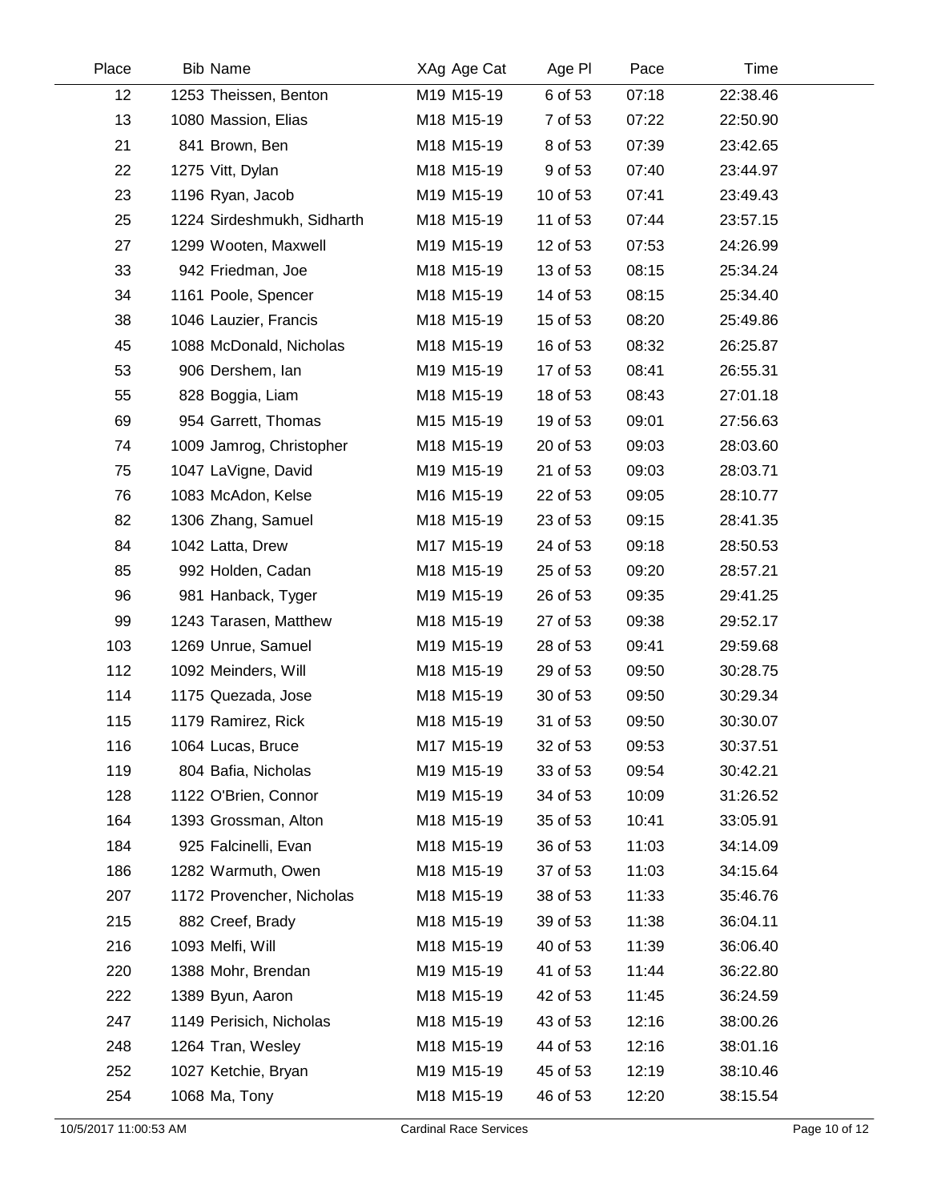| Place | Bib | Name | XAg | Age Cat | Age Pl | Pace | Time |
|---|---|---|---|---|---|---|---|
| 12 | 1253 | Theissen, Benton | M19 | M15-19 | 6 of 53 | 07:18 | 22:38.46 |
| 13 | 1080 | Massion, Elias | M18 | M15-19 | 7 of 53 | 07:22 | 22:50.90 |
| 21 | 841 | Brown, Ben | M18 | M15-19 | 8 of 53 | 07:39 | 23:42.65 |
| 22 | 1275 | Vitt, Dylan | M18 | M15-19 | 9 of 53 | 07:40 | 23:44.97 |
| 23 | 1196 | Ryan, Jacob | M19 | M15-19 | 10 of 53 | 07:41 | 23:49.43 |
| 25 | 1224 | Sirdeshmukh, Sidharth | M18 | M15-19 | 11 of 53 | 07:44 | 23:57.15 |
| 27 | 1299 | Wooten, Maxwell | M19 | M15-19 | 12 of 53 | 07:53 | 24:26.99 |
| 33 | 942 | Friedman, Joe | M18 | M15-19 | 13 of 53 | 08:15 | 25:34.24 |
| 34 | 1161 | Poole, Spencer | M18 | M15-19 | 14 of 53 | 08:15 | 25:34.40 |
| 38 | 1046 | Lauzier, Francis | M18 | M15-19 | 15 of 53 | 08:20 | 25:49.86 |
| 45 | 1088 | McDonald, Nicholas | M18 | M15-19 | 16 of 53 | 08:32 | 26:25.87 |
| 53 | 906 | Dershem, Ian | M19 | M15-19 | 17 of 53 | 08:41 | 26:55.31 |
| 55 | 828 | Boggia, Liam | M18 | M15-19 | 18 of 53 | 08:43 | 27:01.18 |
| 69 | 954 | Garrett, Thomas | M15 | M15-19 | 19 of 53 | 09:01 | 27:56.63 |
| 74 | 1009 | Jamrog, Christopher | M18 | M15-19 | 20 of 53 | 09:03 | 28:03.60 |
| 75 | 1047 | LaVigne, David | M19 | M15-19 | 21 of 53 | 09:03 | 28:03.71 |
| 76 | 1083 | McAdon, Kelse | M16 | M15-19 | 22 of 53 | 09:05 | 28:10.77 |
| 82 | 1306 | Zhang, Samuel | M18 | M15-19 | 23 of 53 | 09:15 | 28:41.35 |
| 84 | 1042 | Latta, Drew | M17 | M15-19 | 24 of 53 | 09:18 | 28:50.53 |
| 85 | 992 | Holden, Cadan | M18 | M15-19 | 25 of 53 | 09:20 | 28:57.21 |
| 96 | 981 | Hanback, Tyger | M19 | M15-19 | 26 of 53 | 09:35 | 29:41.25 |
| 99 | 1243 | Tarasen, Matthew | M18 | M15-19 | 27 of 53 | 09:38 | 29:52.17 |
| 103 | 1269 | Unrue, Samuel | M19 | M15-19 | 28 of 53 | 09:41 | 29:59.68 |
| 112 | 1092 | Meinders, Will | M18 | M15-19 | 29 of 53 | 09:50 | 30:28.75 |
| 114 | 1175 | Quezada, Jose | M18 | M15-19 | 30 of 53 | 09:50 | 30:29.34 |
| 115 | 1179 | Ramirez, Rick | M18 | M15-19 | 31 of 53 | 09:50 | 30:30.07 |
| 116 | 1064 | Lucas, Bruce | M17 | M15-19 | 32 of 53 | 09:53 | 30:37.51 |
| 119 | 804 | Bafia, Nicholas | M19 | M15-19 | 33 of 53 | 09:54 | 30:42.21 |
| 128 | 1122 | O'Brien, Connor | M19 | M15-19 | 34 of 53 | 10:09 | 31:26.52 |
| 164 | 1393 | Grossman, Alton | M18 | M15-19 | 35 of 53 | 10:41 | 33:05.91 |
| 184 | 925 | Falcinelli, Evan | M18 | M15-19 | 36 of 53 | 11:03 | 34:14.09 |
| 186 | 1282 | Warmuth, Owen | M18 | M15-19 | 37 of 53 | 11:03 | 34:15.64 |
| 207 | 1172 | Provencher, Nicholas | M18 | M15-19 | 38 of 53 | 11:33 | 35:46.76 |
| 215 | 882 | Creef, Brady | M18 | M15-19 | 39 of 53 | 11:38 | 36:04.11 |
| 216 | 1093 | Melfi, Will | M18 | M15-19 | 40 of 53 | 11:39 | 36:06.40 |
| 220 | 1388 | Mohr, Brendan | M19 | M15-19 | 41 of 53 | 11:44 | 36:22.80 |
| 222 | 1389 | Byun, Aaron | M18 | M15-19 | 42 of 53 | 11:45 | 36:24.59 |
| 247 | 1149 | Perisich, Nicholas | M18 | M15-19 | 43 of 53 | 12:16 | 38:00.26 |
| 248 | 1264 | Tran, Wesley | M18 | M15-19 | 44 of 53 | 12:16 | 38:01.16 |
| 252 | 1027 | Ketchie, Bryan | M19 | M15-19 | 45 of 53 | 12:19 | 38:10.46 |
| 254 | 1068 | Ma, Tony | M18 | M15-19 | 46 of 53 | 12:20 | 38:15.54 |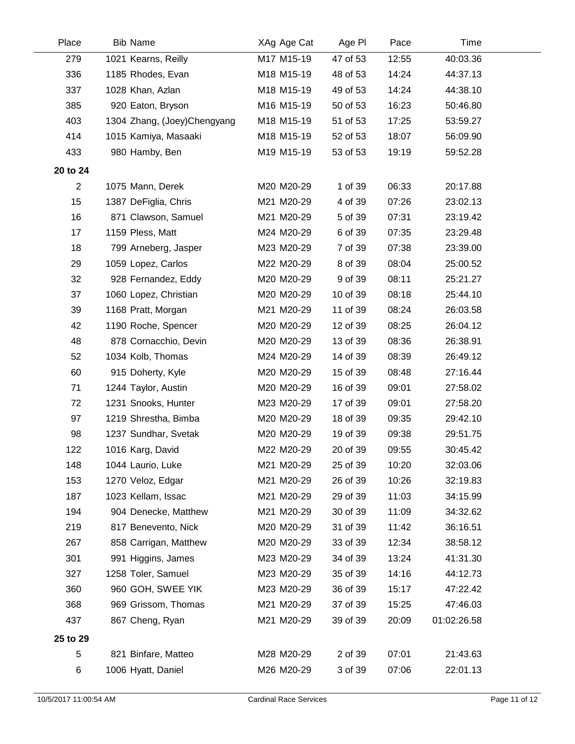| Place | Bib | Name | XAg | Age Cat | Age Pl | Pace | Time |
|---|---|---|---|---|---|---|---|
| 279 | 1021 | Kearns, Reilly | M17 | M15-19 | 47 of 53 | 12:55 | 40:03.36 |
| 336 | 1185 | Rhodes, Evan | M18 | M15-19 | 48 of 53 | 14:24 | 44:37.13 |
| 337 | 1028 | Khan, Azlan | M18 | M15-19 | 49 of 53 | 14:24 | 44:38.10 |
| 385 | 920 | Eaton, Bryson | M16 | M15-19 | 50 of 53 | 16:23 | 50:46.80 |
| 403 | 1304 | Zhang, (Joey)Chengyang | M18 | M15-19 | 51 of 53 | 17:25 | 53:59.27 |
| 414 | 1015 | Kamiya, Masaaki | M18 | M15-19 | 52 of 53 | 18:07 | 56:09.90 |
| 433 | 980 | Hamby, Ben | M19 | M15-19 | 53 of 53 | 19:19 | 59:52.28 |
| **20 to 24** | | | | | | | |
| 2 | 1075 | Mann, Derek | M20 | M20-29 | 1 of 39 | 06:33 | 20:17.88 |
| 15 | 1387 | DeFiglia, Chris | M21 | M20-29 | 4 of 39 | 07:26 | 23:02.13 |
| 16 | 871 | Clawson, Samuel | M21 | M20-29 | 5 of 39 | 07:31 | 23:19.42 |
| 17 | 1159 | Pless, Matt | M24 | M20-29 | 6 of 39 | 07:35 | 23:29.48 |
| 18 | 799 | Arneberg, Jasper | M23 | M20-29 | 7 of 39 | 07:38 | 23:39.00 |
| 29 | 1059 | Lopez, Carlos | M22 | M20-29 | 8 of 39 | 08:04 | 25:00.52 |
| 32 | 928 | Fernandez, Eddy | M20 | M20-29 | 9 of 39 | 08:11 | 25:21.27 |
| 37 | 1060 | Lopez, Christian | M20 | M20-29 | 10 of 39 | 08:18 | 25:44.10 |
| 39 | 1168 | Pratt, Morgan | M21 | M20-29 | 11 of 39 | 08:24 | 26:03.58 |
| 42 | 1190 | Roche, Spencer | M20 | M20-29 | 12 of 39 | 08:25 | 26:04.12 |
| 48 | 878 | Cornacchio, Devin | M20 | M20-29 | 13 of 39 | 08:36 | 26:38.91 |
| 52 | 1034 | Kolb, Thomas | M24 | M20-29 | 14 of 39 | 08:39 | 26:49.12 |
| 60 | 915 | Doherty, Kyle | M20 | M20-29 | 15 of 39 | 08:48 | 27:16.44 |
| 71 | 1244 | Taylor, Austin | M20 | M20-29 | 16 of 39 | 09:01 | 27:58.02 |
| 72 | 1231 | Snooks, Hunter | M23 | M20-29 | 17 of 39 | 09:01 | 27:58.20 |
| 97 | 1219 | Shrestha, Bimba | M20 | M20-29 | 18 of 39 | 09:35 | 29:42.10 |
| 98 | 1237 | Sundhar, Svetak | M20 | M20-29 | 19 of 39 | 09:38 | 29:51.75 |
| 122 | 1016 | Karg, David | M22 | M20-29 | 20 of 39 | 09:55 | 30:45.42 |
| 148 | 1044 | Laurio, Luke | M21 | M20-29 | 25 of 39 | 10:20 | 32:03.06 |
| 153 | 1270 | Veloz, Edgar | M21 | M20-29 | 26 of 39 | 10:26 | 32:19.83 |
| 187 | 1023 | Kellam, Issac | M21 | M20-29 | 29 of 39 | 11:03 | 34:15.99 |
| 194 | 904 | Denecke, Matthew | M21 | M20-29 | 30 of 39 | 11:09 | 34:32.62 |
| 219 | 817 | Benevento, Nick | M20 | M20-29 | 31 of 39 | 11:42 | 36:16.51 |
| 267 | 858 | Carrigan, Matthew | M20 | M20-29 | 33 of 39 | 12:34 | 38:58.12 |
| 301 | 991 | Higgins, James | M23 | M20-29 | 34 of 39 | 13:24 | 41:31.30 |
| 327 | 1258 | Toler, Samuel | M23 | M20-29 | 35 of 39 | 14:16 | 44:12.73 |
| 360 | 960 | GOH, SWEE YIK | M23 | M20-29 | 36 of 39 | 15:17 | 47:22.42 |
| 368 | 969 | Grissom, Thomas | M21 | M20-29 | 37 of 39 | 15:25 | 47:46.03 |
| 437 | 867 | Cheng, Ryan | M21 | M20-29 | 39 of 39 | 20:09 | 01:02:26.58 |
| **25 to 29** | | | | | | | |
| 5 | 821 | Binfare, Matteo | M28 | M20-29 | 2 of 39 | 07:01 | 21:43.63 |
| 6 | 1006 | Hyatt, Daniel | M26 | M20-29 | 3 of 39 | 07:06 | 22:01.13 |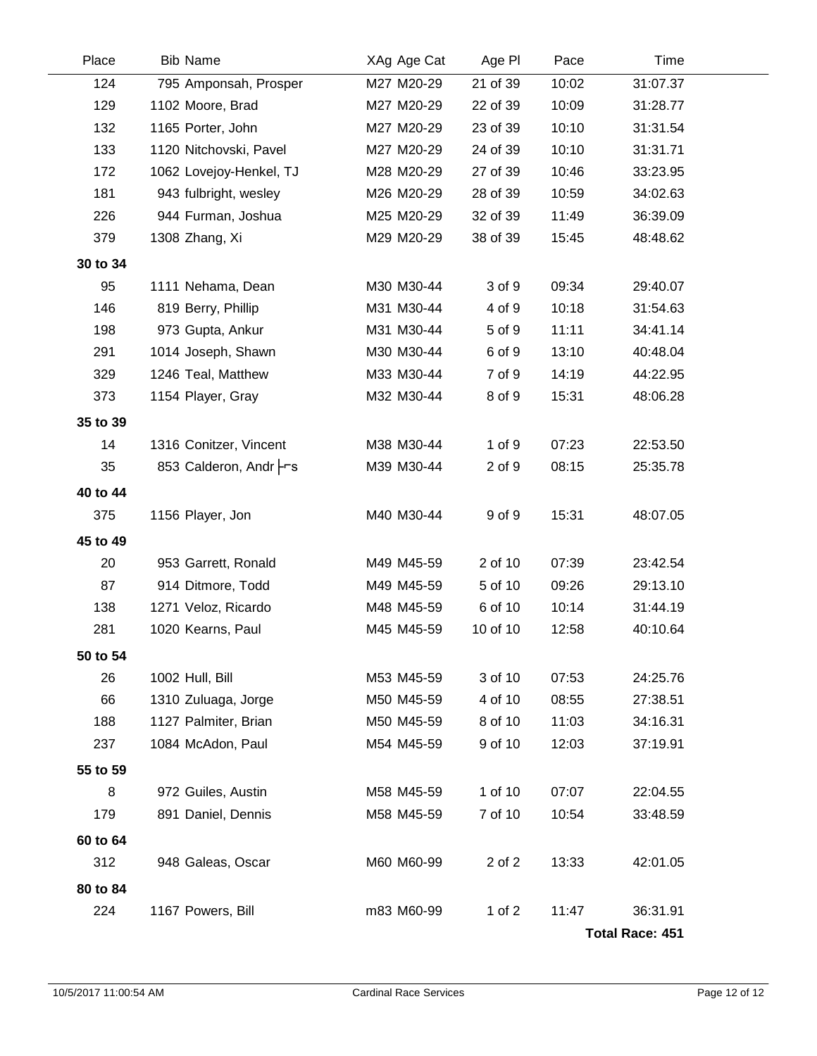| Place | Bib | Name | XAg | Age Cat | Age Pl | Pace | Time |
|---|---|---|---|---|---|---|---|
| 124 | 795 | Amponsah, Prosper | M27 | M20-29 | 21 of 39 | 10:02 | 31:07.37 |
| 129 | 1102 | Moore, Brad | M27 | M20-29 | 22 of 39 | 10:09 | 31:28.77 |
| 132 | 1165 | Porter, John | M27 | M20-29 | 23 of 39 | 10:10 | 31:31.54 |
| 133 | 1120 | Nitchovski, Pavel | M27 | M20-29 | 24 of 39 | 10:10 | 31:31.71 |
| 172 | 1062 | Lovejoy-Henkel, TJ | M28 | M20-29 | 27 of 39 | 10:46 | 33:23.95 |
| 181 | 943 | fulbright, wesley | M26 | M20-29 | 28 of 39 | 10:59 | 34:02.63 |
| 226 | 944 | Furman, Joshua | M25 | M20-29 | 32 of 39 | 11:49 | 36:39.09 |
| 379 | 1308 | Zhang, Xi | M29 | M20-29 | 38 of 39 | 15:45 | 48:48.62 |
| **30 to 34** | | | | | | | |
| 95 | 1111 | Nehama, Dean | M30 | M30-44 | 3 of 9 | 09:34 | 29:40.07 |
| 146 | 819 | Berry, Phillip | M31 | M30-44 | 4 of 9 | 10:18 | 31:54.63 |
| 198 | 973 | Gupta, Ankur | M31 | M30-44 | 5 of 9 | 11:11 | 34:41.14 |
| 291 | 1014 | Joseph, Shawn | M30 | M30-44 | 6 of 9 | 13:10 | 40:48.04 |
| 329 | 1246 | Teal, Matthew | M33 | M30-44 | 7 of 9 | 14:19 | 44:22.95 |
| 373 | 1154 | Player, Gray | M32 | M30-44 | 8 of 9 | 15:31 | 48:06.28 |
| **35 to 39** | | | | | | | |
| 14 | 1316 | Conitzer, Vincent | M38 | M30-44 | 1 of 9 | 07:23 | 22:53.50 |
| 35 | 853 | Calderon, Andr├─s | M39 | M30-44 | 2 of 9 | 08:15 | 25:35.78 |
| **40 to 44** | | | | | | | |
| 375 | 1156 | Player, Jon | M40 | M30-44 | 9 of 9 | 15:31 | 48:07.05 |
| **45 to 49** | | | | | | | |
| 20 | 953 | Garrett, Ronald | M49 | M45-59 | 2 of 10 | 07:39 | 23:42.54 |
| 87 | 914 | Ditmore, Todd | M49 | M45-59 | 5 of 10 | 09:26 | 29:13.10 |
| 138 | 1271 | Veloz, Ricardo | M48 | M45-59 | 6 of 10 | 10:14 | 31:44.19 |
| 281 | 1020 | Kearns, Paul | M45 | M45-59 | 10 of 10 | 12:58 | 40:10.64 |
| **50 to 54** | | | | | | | |
| 26 | 1002 | Hull, Bill | M53 | M45-59 | 3 of 10 | 07:53 | 24:25.76 |
| 66 | 1310 | Zuluaga, Jorge | M50 | M45-59 | 4 of 10 | 08:55 | 27:38.51 |
| 188 | 1127 | Palmiter, Brian | M50 | M45-59 | 8 of 10 | 11:03 | 34:16.31 |
| 237 | 1084 | McAdon, Paul | M54 | M45-59 | 9 of 10 | 12:03 | 37:19.91 |
| **55 to 59** | | | | | | | |
| 8 | 972 | Guiles, Austin | M58 | M45-59 | 1 of 10 | 07:07 | 22:04.55 |
| 179 | 891 | Daniel, Dennis | M58 | M45-59 | 7 of 10 | 10:54 | 33:48.59 |
| **60 to 64** | | | | | | | |
| 312 | 948 | Galeas, Oscar | M60 | M60-99 | 2 of 2 | 13:33 | 42:01.05 |
| **80 to 84** | | | | | | | |
| 224 | 1167 | Powers, Bill | m83 | M60-99 | 1 of 2 | 11:47 | 36:31.91 |

**Total Race: 451**